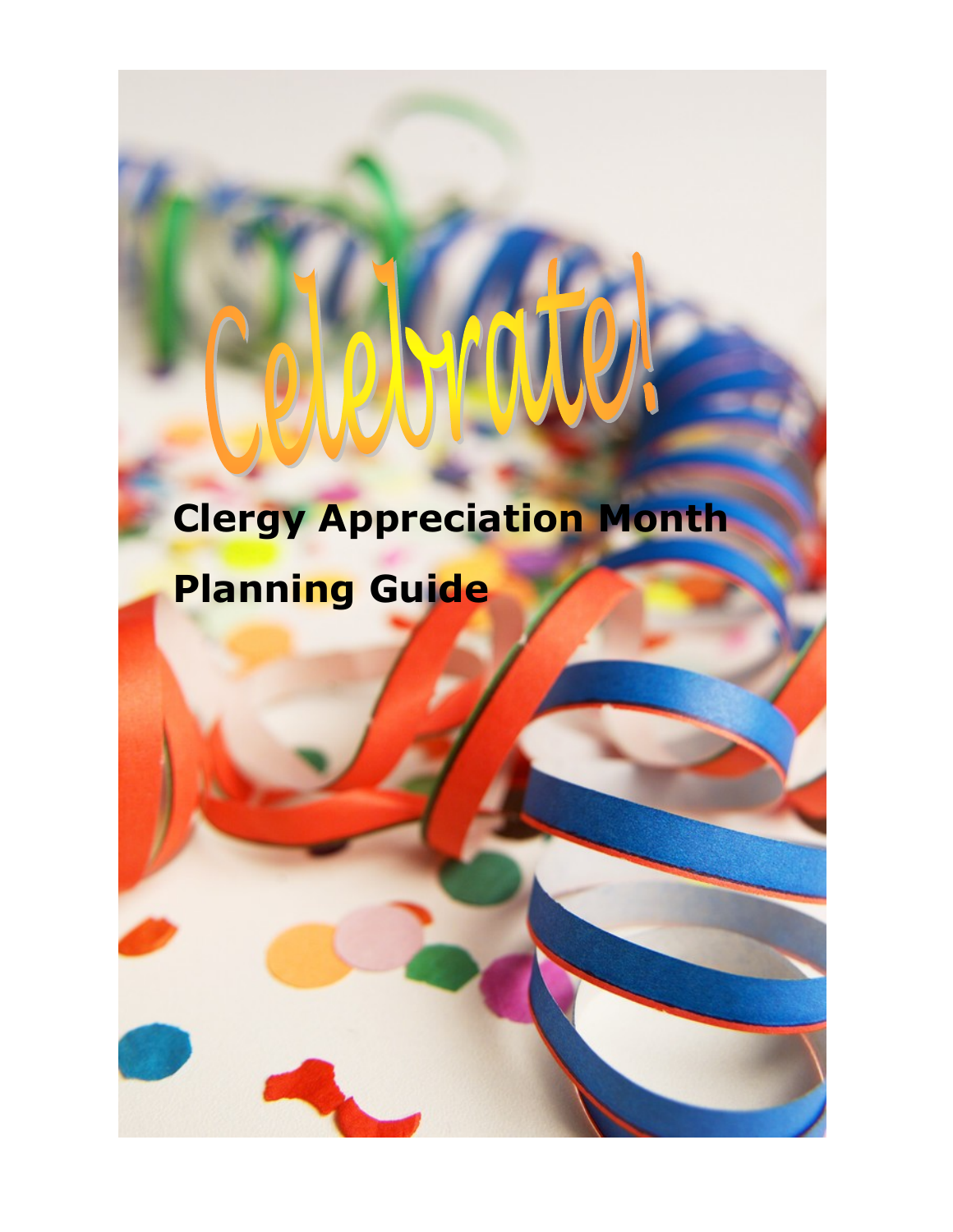# Celebrate!

## Clergy Appreciation Month

## Planning Guide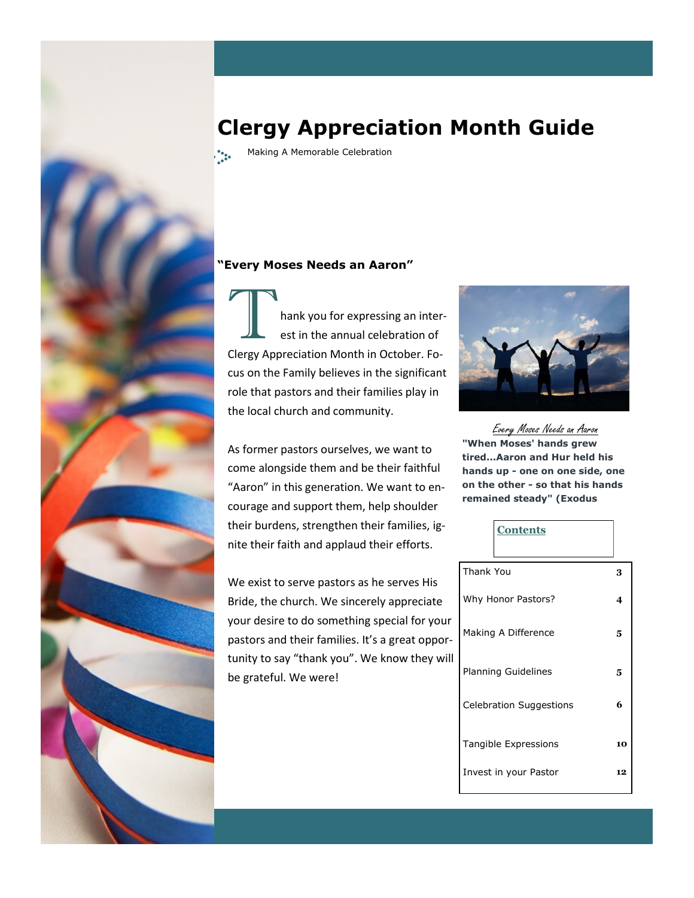# Clergy Appreciation Month Guide

Making A Memorable Celebration

### "Every Moses Needs an Aaron"

Thank you for expressing an interest in the annual celebration of Clergy Appreciation Month in October. Focus on the Family believes in the significant role that pastors and their families play in the local church and community.

As former pastors ourselves, we want to come alongside them and be their faithful "Aaron" in this generation. We want to encourage and support them, help shoulder their burdens, strengthen their families, ignite their faith and applaud their efforts.

We exist to serve pastors as he serves His Bride, the church. We sincerely appreciate your desire to do something special for your pastors and their families. It's a great opportunity to say "thank you". We know they will be grateful. We were!

*Every Moses Needs an Aaron*

**"When Moses' hands grew tired...Aaron and Hur held his hands up - one on one side, one on the other - so that his hands remained steady" (Exodus**

**Contents**

| | |
|---|---|
| Thank You | 3 |
| Why Honor Pastors? | 4 |
| Making A Difference | 5 |
| Planning Guidelines | 5 |
| Celebration Suggestions | 6 |
| Tangible Expressions | 10 |
| Invest in your Pastor | 12 |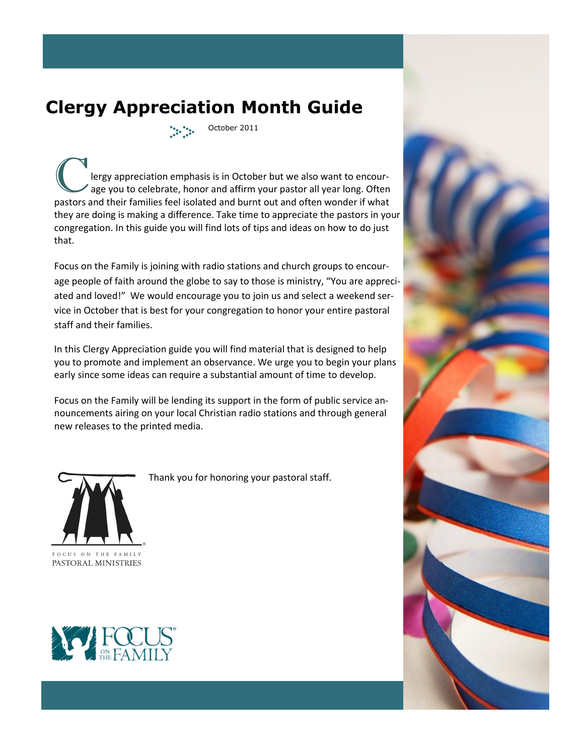# Clergy Appreciation Month Guide

October 2011

Clergy appreciation emphasis is in October but we also want to encourage you to celebrate, honor and affirm your pastor all year long. Often pastors and their families feel isolated and burnt out and often wonder if what they are doing is making a difference. Take time to appreciate the pastors in your congregation. In this guide you will find lots of tips and ideas on how to do just that.

Focus on the Family is joining with radio stations and church groups to encourage people of faith around the globe to say to those is ministry, "You are appreciated and loved!" We would encourage you to join us and select a weekend service in October that is best for your congregation to honor your entire pastoral staff and their families.

In this Clergy Appreciation guide you will find material that is designed to help you to promote and implement an observance. We urge you to begin your plans early since some ideas can require a substantial amount of time to develop.

Focus on the Family will be lending its support in the form of public service announcements airing on your local Christian radio stations and through general new releases to the printed media.

Thank you for honoring your pastoral staff.

FOCUS ON THE FAMILY
PASTORAL MINISTRIES

FOCUS ON THE FAMILY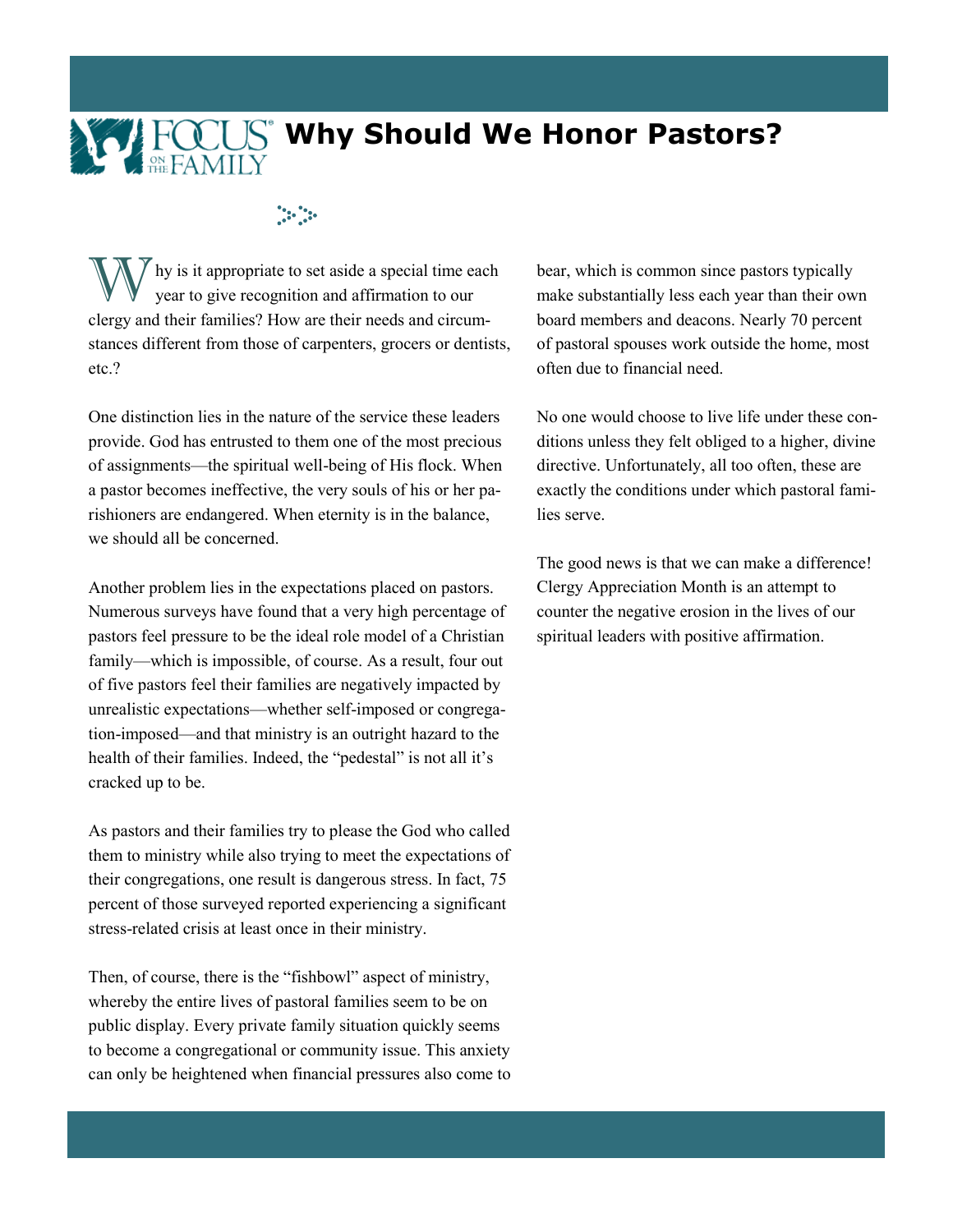# Why Should We Honor Pastors?

Why is it appropriate to set aside a special time each year to give recognition and affirmation to our clergy and their families? How are their needs and circumstances different from those of carpenters, grocers or dentists, etc.?

One distinction lies in the nature of the service these leaders provide. God has entrusted to them one of the most precious of assignments—the spiritual well-being of His flock. When a pastor becomes ineffective, the very souls of his or her parishioners are endangered. When eternity is in the balance, we should all be concerned.

Another problem lies in the expectations placed on pastors. Numerous surveys have found that a very high percentage of pastors feel pressure to be the ideal role model of a Christian family—which is impossible, of course. As a result, four out of five pastors feel their families are negatively impacted by unrealistic expectations—whether self-imposed or congregation-imposed—and that ministry is an outright hazard to the health of their families. Indeed, the "pedestal" is not all it's cracked up to be.

As pastors and their families try to please the God who called them to ministry while also trying to meet the expectations of their congregations, one result is dangerous stress. In fact, 75 percent of those surveyed reported experiencing a significant stress-related crisis at least once in their ministry.

Then, of course, there is the "fishbowl" aspect of ministry, whereby the entire lives of pastoral families seem to be on public display. Every private family situation quickly seems to become a congregational or community issue. This anxiety can only be heightened when financial pressures also come to bear, which is common since pastors typically make substantially less each year than their own board members and deacons. Nearly 70 percent of pastoral spouses work outside the home, most often due to financial need.

No one would choose to live life under these conditions unless they felt obliged to a higher, divine directive. Unfortunately, all too often, these are exactly the conditions under which pastoral families serve.

The good news is that we can make a difference! Clergy Appreciation Month is an attempt to counter the negative erosion in the lives of our spiritual leaders with positive affirmation.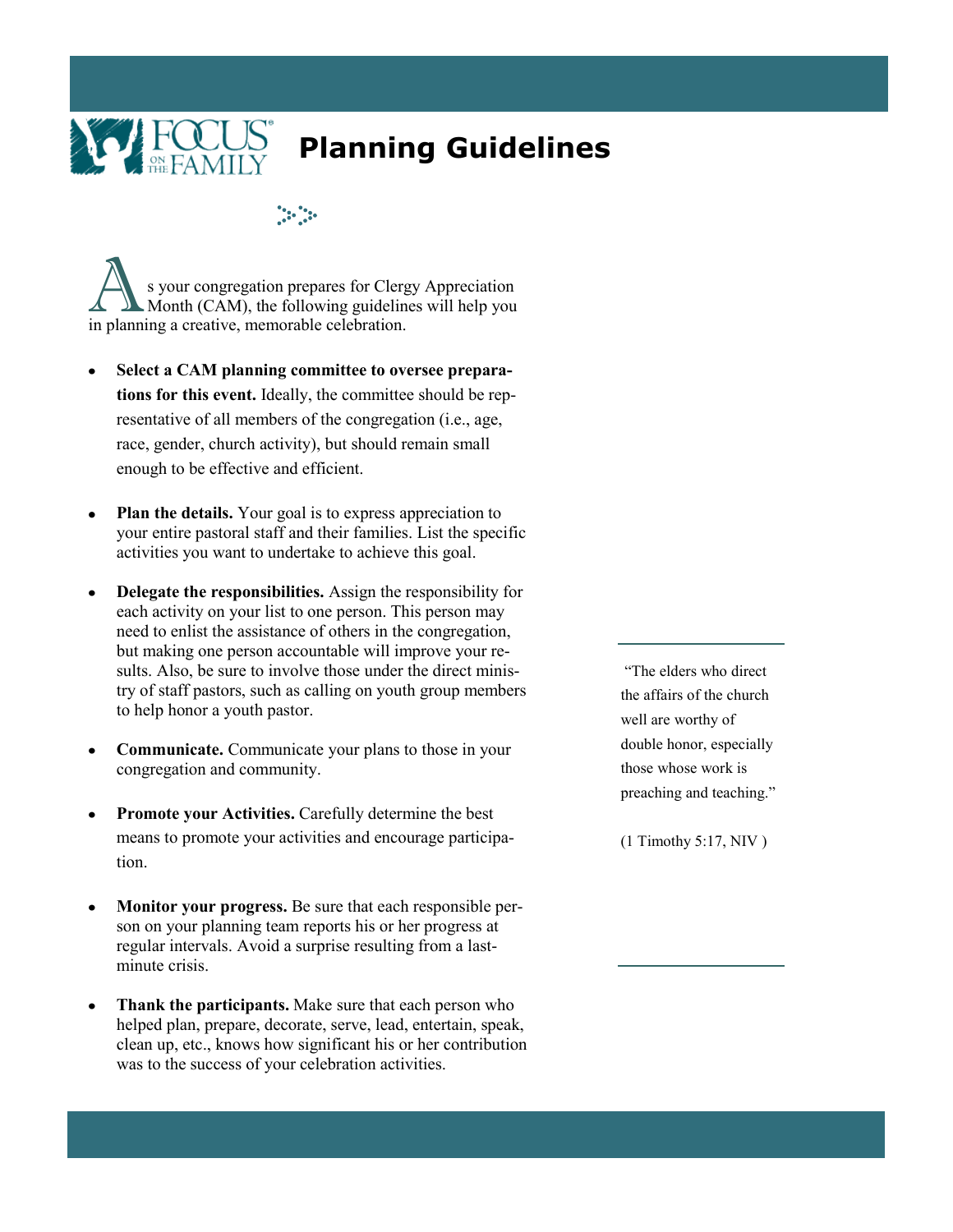# Planning Guidelines

As your congregation prepares for Clergy Appreciation Month (CAM), the following guidelines will help you in planning a creative, memorable celebration.

- **Select a CAM planning committee to oversee preparations for this event.** Ideally, the committee should be representative of all members of the congregation (i.e., age, race, gender, church activity), but should remain small enough to be effective and efficient.

- **Plan the details.** Your goal is to express appreciation to your entire pastoral staff and their families. List the specific activities you want to undertake to achieve this goal.

- **Delegate the responsibilities.** Assign the responsibility for each activity on your list to one person. This person may need to enlist the assistance of others in the congregation, but making one person accountable will improve your results. Also, be sure to involve those under the direct ministry of staff pastors, such as calling on youth group members to help honor a youth pastor.

- **Communicate.** Communicate your plans to those in your congregation and community.

- **Promote your Activities.** Carefully determine the best means to promote your activities and encourage participation.

- **Monitor your progress.** Be sure that each responsible person on your planning team reports his or her progress at regular intervals. Avoid a surprise resulting from a last-minute crisis.

- **Thank the participants.** Make sure that each person who helped plan, prepare, decorate, serve, lead, entertain, speak, clean up, etc., knows how significant his or her contribution was to the success of your celebration activities.

"The elders who direct the affairs of the church well are worthy of double honor, especially those whose work is preaching and teaching."

(1 Timothy 5:17, NIV )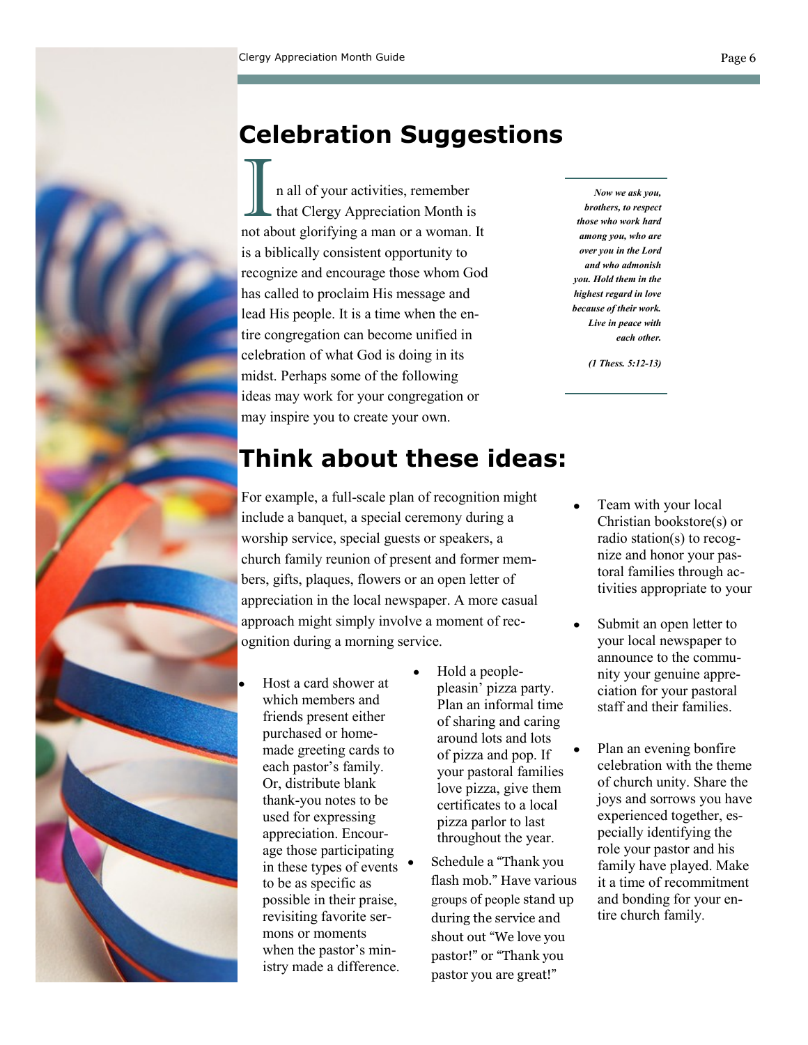## Celebration Suggestions

In all of your activities, remember that Clergy Appreciation Month is not about glorifying a man or a woman. It is a biblically consistent opportunity to recognize and encourage those whom God has called to proclaim His message and lead His people. It is a time when the entire congregation can become unified in celebration of what God is doing in its midst. Perhaps some of the following ideas may work for your congregation or may inspire you to create your own.

> ***Now we ask you, brothers, to respect those who work hard among you, who are over you in the Lord and who admonish you. Hold them in the highest regard in love because of their work. Live in peace with each other.***
>
> ***(1 Thess. 5:12-13)***

## Think about these ideas:

For example, a full-scale plan of recognition might include a banquet, a special ceremony during a worship service, special guests or speakers, a church family reunion of present and former members, gifts, plaques, flowers or an open letter of appreciation in the local newspaper. A more casual approach might simply involve a moment of recognition during a morning service.

- Host a card shower at which members and friends present either purchased or homemade greeting cards to each pastor's family. Or, distribute blank thank-you notes to be used for expressing appreciation. Encourage those participating in these types of events to be as specific as possible in their praise, revisiting favorite sermons or moments when the pastor's ministry made a difference.
- Hold a people-pleasin' pizza party. Plan an informal time of sharing and caring around lots and lots of pizza and pop. If your pastoral families love pizza, give them certificates to a local pizza parlor to last throughout the year.
- Schedule a "Thank you flash mob." Have various groups of people stand up during the service and shout out "We love you pastor!" or "Thank you pastor you are great!"
- Team with your local Christian bookstore(s) or radio station(s) to recognize and honor your pastoral families through activities appropriate to your
- Submit an open letter to your local newspaper to announce to the community your genuine appreciation for your pastoral staff and their families.
- Plan an evening bonfire celebration with the theme of church unity. Share the joys and sorrows you have experienced together, especially identifying the role your pastor and his family have played. Make it a time of recommitment and bonding for your entire church family.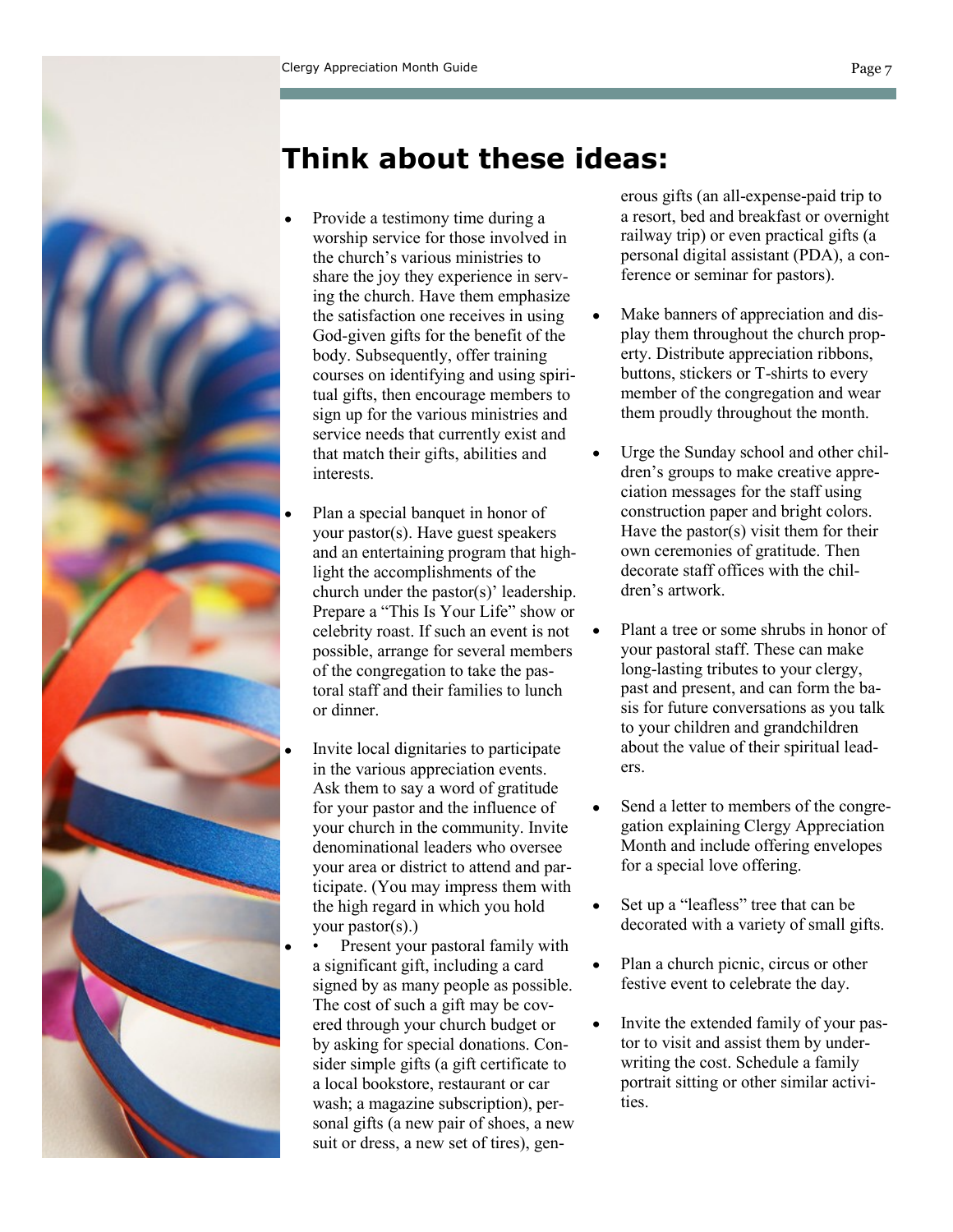# Think about these ideas:

- Provide a testimony time during a worship service for those involved in the church's various ministries to share the joy they experience in serving the church. Have them emphasize the satisfaction one receives in using God-given gifts for the benefit of the body. Subsequently, offer training courses on identifying and using spiritual gifts, then encourage members to sign up for the various ministries and service needs that currently exist and that match their gifts, abilities and interests.

- Plan a special banquet in honor of your pastor(s). Have guest speakers and an entertaining program that highlight the accomplishments of the church under the pastor(s)' leadership. Prepare a "This Is Your Life" show or celebrity roast. If such an event is not possible, arrange for several members of the congregation to take the pastoral staff and their families to lunch or dinner.

- Invite local dignitaries to participate in the various appreciation events. Ask them to say a word of gratitude for your pastor and the influence of your church in the community. Invite denominational leaders who oversee your area or district to attend and participate. (You may impress them with the high regard in which you hold your pastor(s).)

- • Present your pastoral family with a significant gift, including a card signed by as many people as possible. The cost of such a gift may be covered through your church budget or by asking for special donations. Consider simple gifts (a gift certificate to a local bookstore, restaurant or car wash; a magazine subscription), personal gifts (a new pair of shoes, a new suit or dress, a new set of tires), generous gifts (an all-expense-paid trip to a resort, bed and breakfast or overnight railway trip) or even practical gifts (a personal digital assistant (PDA), a conference or seminar for pastors).

- Make banners of appreciation and display them throughout the church property. Distribute appreciation ribbons, buttons, stickers or T-shirts to every member of the congregation and wear them proudly throughout the month.

- Urge the Sunday school and other children's groups to make creative appreciation messages for the staff using construction paper and bright colors. Have the pastor(s) visit them for their own ceremonies of gratitude. Then decorate staff offices with the children's artwork.

- Plant a tree or some shrubs in honor of your pastoral staff. These can make long-lasting tributes to your clergy, past and present, and can form the basis for future conversations as you talk to your children and grandchildren about the value of their spiritual leaders.

- Send a letter to members of the congregation explaining Clergy Appreciation Month and include offering envelopes for a special love offering.

- Set up a "leafless" tree that can be decorated with a variety of small gifts.

- Plan a church picnic, circus or other festive event to celebrate the day.

- Invite the extended family of your pastor to visit and assist them by underwriting the cost. Schedule a family portrait sitting or other similar activities.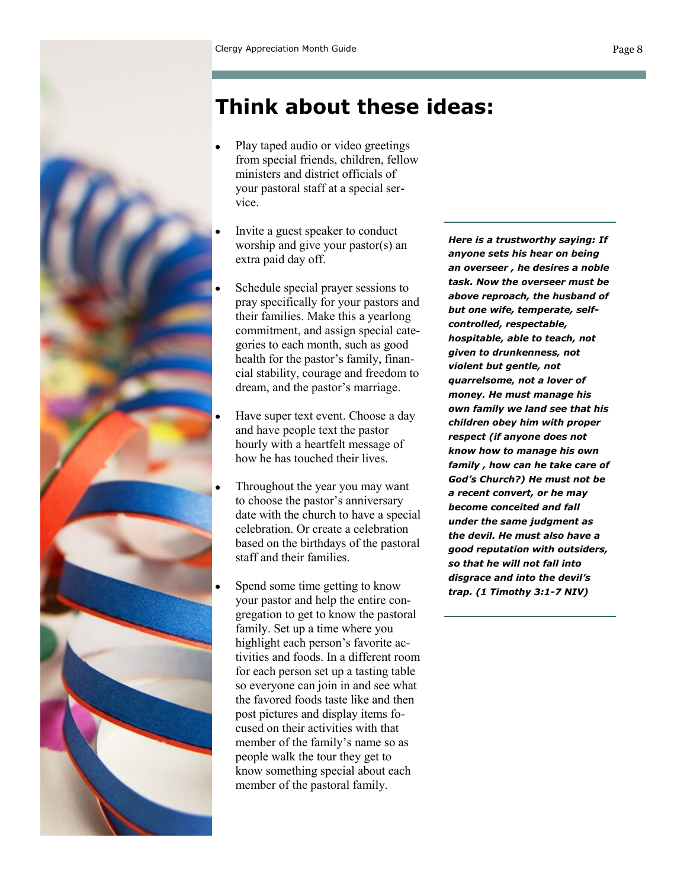# Think about these ideas:

- Play taped audio or video greetings from special friends, children, fellow ministers and district officials of your pastoral staff at a special service.
- Invite a guest speaker to conduct worship and give your pastor(s) an extra paid day off.
- Schedule special prayer sessions to pray specifically for your pastors and their families. Make this a yearlong commitment, and assign special categories to each month, such as good health for the pastor's family, financial stability, courage and freedom to dream, and the pastor's marriage.
- Have super text event. Choose a day and have people text the pastor hourly with a heartfelt message of how he has touched their lives.
- Throughout the year you may want to choose the pastor's anniversary date with the church to have a special celebration. Or create a celebration based on the birthdays of the pastoral staff and their families.
- Spend some time getting to know your pastor and help the entire congregation to get to know the pastoral family. Set up a time where you highlight each person's favorite activities and foods. In a different room for each person set up a tasting table so everyone can join in and see what the favored foods taste like and then post pictures and display items focused on their activities with that member of the family's name so as people walk the tour they get to know something special about each member of the pastoral family.

***Here is a trustworthy saying: If anyone sets his hear on being an overseer , he desires a noble task. Now the overseer must be above reproach, the husband of but one wife, temperate, self-controlled, respectable, hospitable, able to teach, not given to drunkenness, not violent but gentle, not quarrelsome, not a lover of money. He must manage his own family we land see that his children obey him with proper respect (if anyone does not know how to manage his own family , how can he take care of God's Church?) He must not be a recent convert, or he may become conceited and fall under the same judgment as the devil. He must also have a good reputation with outsiders, so that he will not fall into disgrace and into the devil's trap. (1 Timothy 3:1-7 NIV)***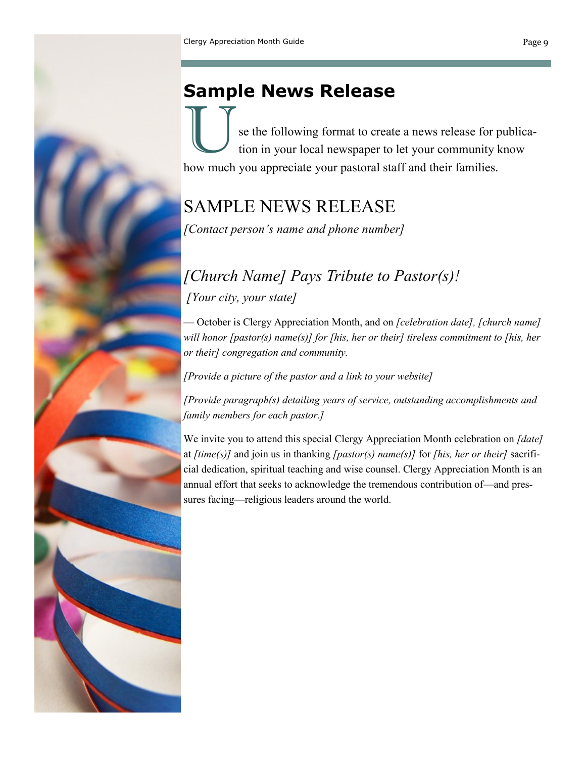## Sample News Release

Use the following format to create a news release for publication in your local newspaper to let your community know how much you appreciate your pastoral staff and their families.

# SAMPLE NEWS RELEASE

*[Contact person's name and phone number]*

### *[Church Name] Pays Tribute to Pastor(s)!*

*[Your city, your state]*

— October is Clergy Appreciation Month, and on *[celebration date], [church name] will honor [pastor(s) name(s)] for [his, her or their] tireless commitment to [his, her or their] congregation and community.*

*[Provide a picture of the pastor and a link to your website]*

*[Provide paragraph(s) detailing years of service, outstanding accomplishments and family members for each pastor.]*

We invite you to attend this special Clergy Appreciation Month celebration on *[date]* at *[time(s)]* and join us in thanking *[pastor(s) name(s)]* for *[his, her or their]* sacrificial dedication, spiritual teaching and wise counsel. Clergy Appreciation Month is an annual effort that seeks to acknowledge the tremendous contribution of—and pressures facing—religious leaders around the world.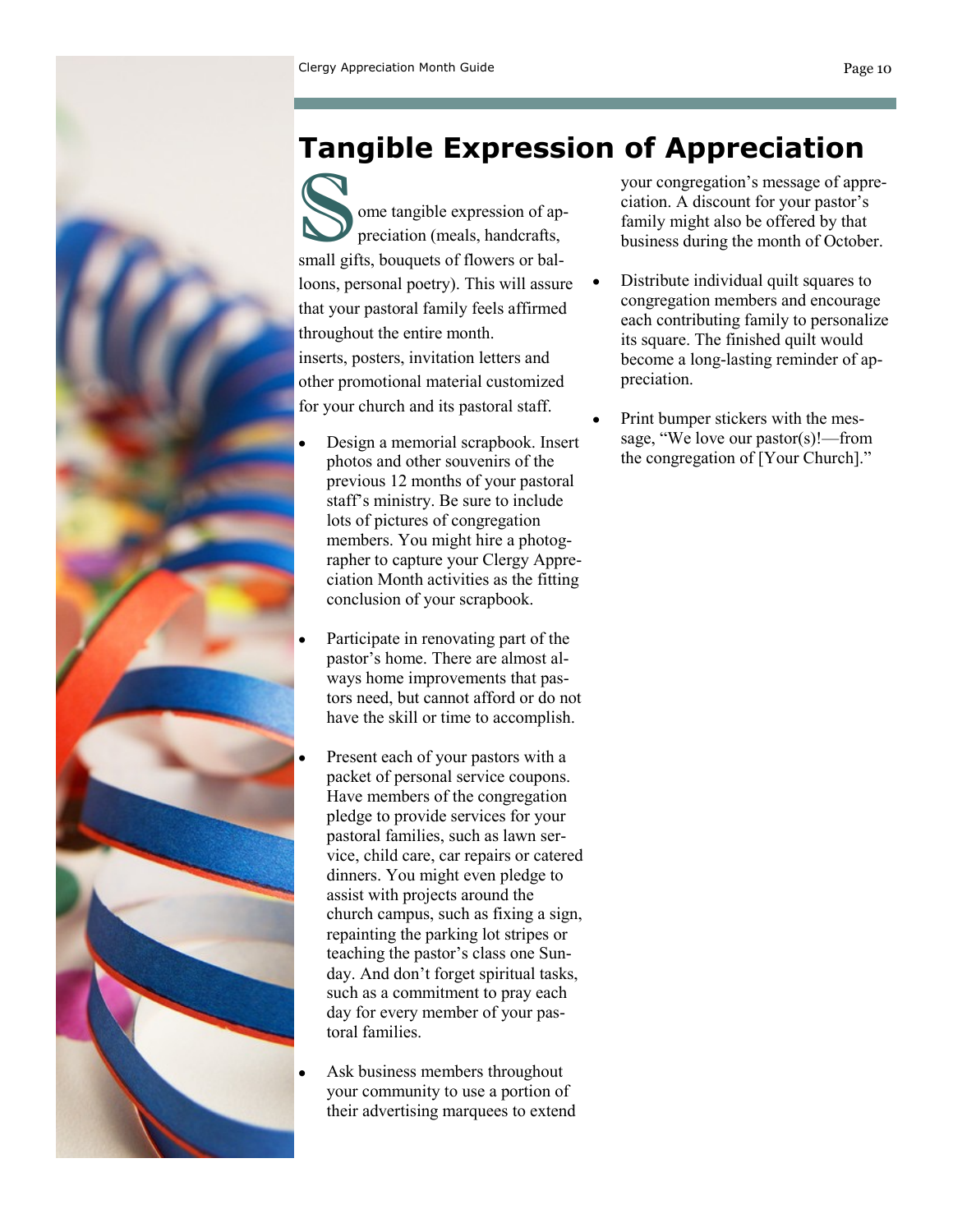## Tangible Expression of Appreciation

Some tangible expression of appreciation (meals, handcrafts, small gifts, bouquets of flowers or balloons, personal poetry). This will assure that your pastoral family feels affirmed throughout the entire month.
inserts, posters, invitation letters and other promotional material customized for your church and its pastoral staff.

- Design a memorial scrapbook. Insert photos and other souvenirs of the previous 12 months of your pastoral staff's ministry. Be sure to include lots of pictures of congregation members. You might hire a photographer to capture your Clergy Appreciation Month activities as the fitting conclusion of your scrapbook.

- Participate in renovating part of the pastor's home. There are almost always home improvements that pastors need, but cannot afford or do not have the skill or time to accomplish.

- Present each of your pastors with a packet of personal service coupons. Have members of the congregation pledge to provide services for your pastoral families, such as lawn service, child care, car repairs or catered dinners. You might even pledge to assist with projects around the church campus, such as fixing a sign, repainting the parking lot stripes or teaching the pastor's class one Sunday. And don't forget spiritual tasks, such as a commitment to pray each day for every member of your pastoral families.

- Ask business members throughout your community to use a portion of their advertising marquees to extend your congregation's message of appreciation. A discount for your pastor's family might also be offered by that business during the month of October.

- Distribute individual quilt squares to congregation members and encourage each contributing family to personalize its square. The finished quilt would become a long-lasting reminder of appreciation.

- Print bumper stickers with the message, "We love our pastor(s)!—from the congregation of [Your Church]."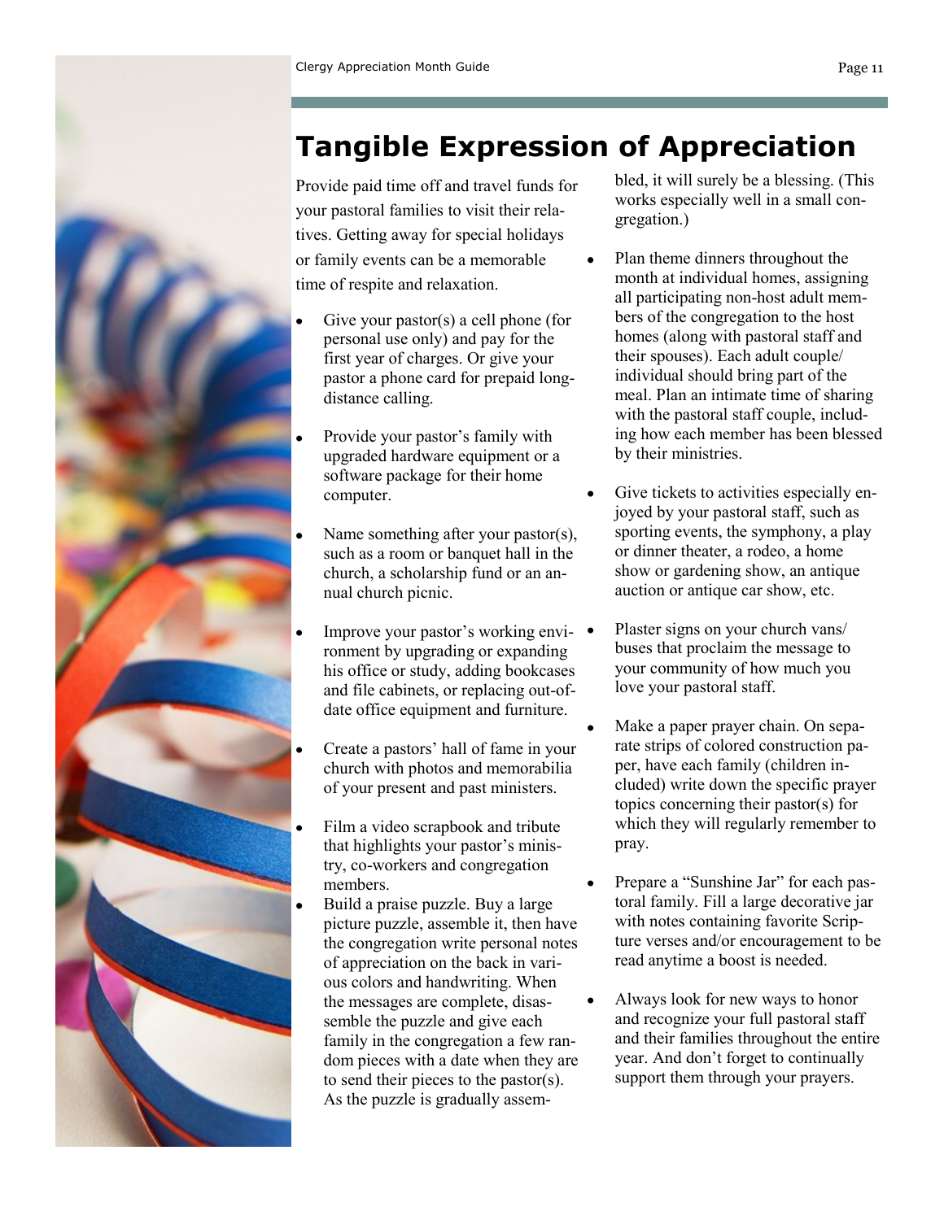# Tangible Expression of Appreciation

Provide paid time off and travel funds for your pastoral families to visit their relatives. Getting away for special holidays or family events can be a memorable time of respite and relaxation.

- Give your pastor(s) a cell phone (for personal use only) and pay for the first year of charges. Or give your pastor a phone card for prepaid long-distance calling.
- Provide your pastor's family with upgraded hardware equipment or a software package for their home computer.
- Name something after your pastor(s), such as a room or banquet hall in the church, a scholarship fund or an annual church picnic.
- Improve your pastor's working environment by upgrading or expanding his office or study, adding bookcases and file cabinets, or replacing out-of-date office equipment and furniture.
- Create a pastors' hall of fame in your church with photos and memorabilia of your present and past ministers.
- Film a video scrapbook and tribute that highlights your pastor's ministry, co-workers and congregation members.
- Build a praise puzzle. Buy a large picture puzzle, assemble it, then have the congregation write personal notes of appreciation on the back in various colors and handwriting. When the messages are complete, disassemble the puzzle and give each family in the congregation a few random pieces with a date when they are to send their pieces to the pastor(s). As the puzzle is gradually assembled, it will surely be a blessing. (This works especially well in a small congregation.)
- Plan theme dinners throughout the month at individual homes, assigning all participating non-host adult members of the congregation to the host homes (along with pastoral staff and their spouses). Each adult couple/individual should bring part of the meal. Plan an intimate time of sharing with the pastoral staff couple, including how each member has been blessed by their ministries.
- Give tickets to activities especially enjoyed by your pastoral staff, such as sporting events, the symphony, a play or dinner theater, a rodeo, a home show or gardening show, an antique auction or antique car show, etc.
- Plaster signs on your church vans/buses that proclaim the message to your community of how much you love your pastoral staff.
- Make a paper prayer chain. On separate strips of colored construction paper, have each family (children included) write down the specific prayer topics concerning their pastor(s) for which they will regularly remember to pray.
- Prepare a "Sunshine Jar" for each pastoral family. Fill a large decorative jar with notes containing favorite Scripture verses and/or encouragement to be read anytime a boost is needed.
- Always look for new ways to honor and recognize your full pastoral staff and their families throughout the entire year. And don't forget to continually support them through your prayers.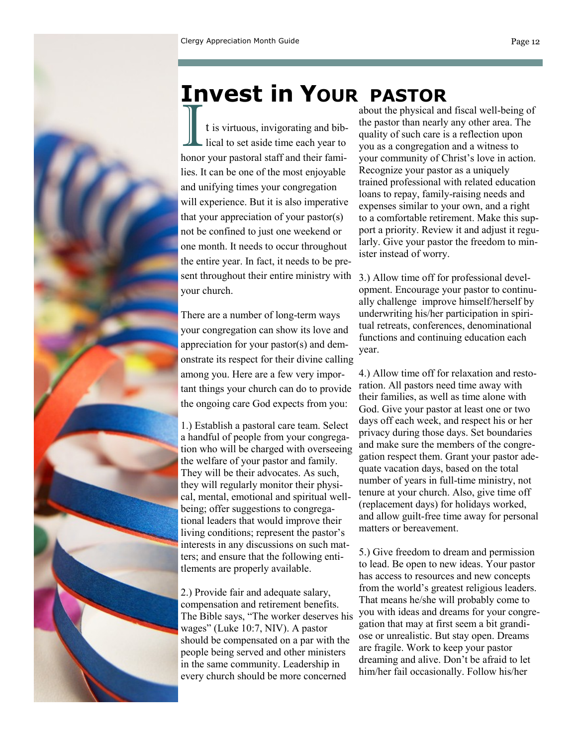# Invest in Your PASTOR

It is virtuous, invigorating and biblical to set aside time each year to honor your pastoral staff and their families. It can be one of the most enjoyable and unifying times your congregation will experience. But it is also imperative that your appreciation of your pastor(s) not be confined to just one weekend or one month. It needs to occur throughout the entire year. In fact, it needs to be present throughout their entire ministry with your church.

There are a number of long-term ways your congregation can show its love and appreciation for your pastor(s) and demonstrate its respect for their divine calling among you. Here are a few very important things your church can do to provide the ongoing care God expects from you:

1.) Establish a pastoral care team. Select a handful of people from your congregation who will be charged with overseeing the welfare of your pastor and family. They will be their advocates. As such, they will regularly monitor their physical, mental, emotional and spiritual well-being; offer suggestions to congregational leaders that would improve their living conditions; represent the pastor's interests in any discussions on such matters; and ensure that the following entitlements are properly available.

2.) Provide fair and adequate salary, compensation and retirement benefits. The Bible says, "The worker deserves his wages" (Luke 10:7, NIV). A pastor should be compensated on a par with the people being served and other ministers in the same community. Leadership in every church should be more concerned about the physical and fiscal well-being of the pastor than nearly any other area. The quality of such care is a reflection upon you as a congregation and a witness to your community of Christ's love in action. Recognize your pastor as a uniquely trained professional with related education loans to repay, family-raising needs and expenses similar to your own, and a right to a comfortable retirement. Make this support a priority. Review it and adjust it regularly. Give your pastor the freedom to minister instead of worry.

3.) Allow time off for professional development. Encourage your pastor to continually challenge improve himself/herself by underwriting his/her participation in spiritual retreats, conferences, denominational functions and continuing education each year.

4.) Allow time off for relaxation and restoration. All pastors need time away with their families, as well as time alone with God. Give your pastor at least one or two days off each week, and respect his or her privacy during those days. Set boundaries and make sure the members of the congregation respect them. Grant your pastor adequate vacation days, based on the total number of years in full-time ministry, not tenure at your church. Also, give time off (replacement days) for holidays worked, and allow guilt-free time away for personal matters or bereavement.

5.) Give freedom to dream and permission to lead. Be open to new ideas. Your pastor has access to resources and new concepts from the world's greatest religious leaders. That means he/she will probably come to you with ideas and dreams for your congregation that may at first seem a bit grandiose or unrealistic. But stay open. Dreams are fragile. Work to keep your pastor dreaming and alive. Don't be afraid to let him/her fail occasionally. Follow his/her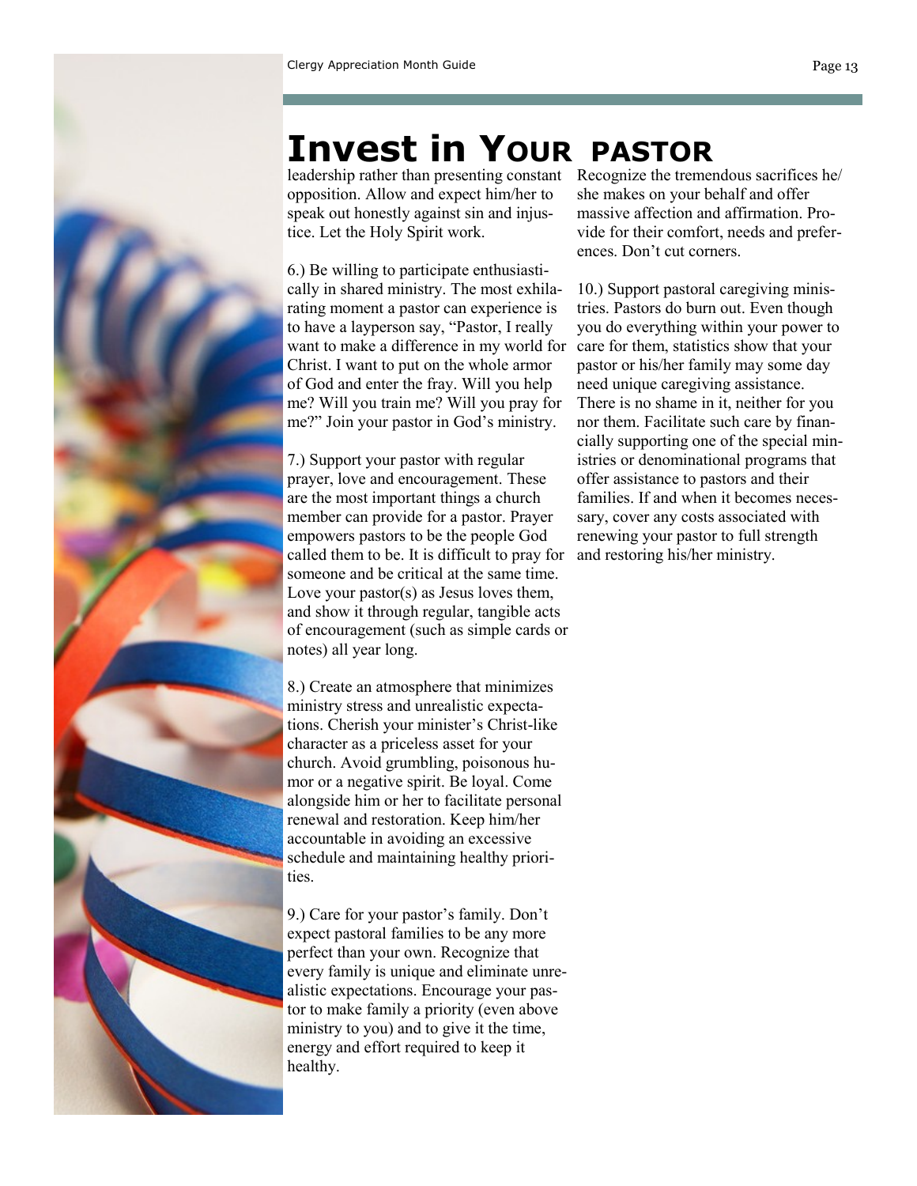# Invest in Your Pastor

leadership rather than presenting constant opposition. Allow and expect him/her to speak out honestly against sin and injustice. Let the Holy Spirit work.

6.) Be willing to participate enthusiastically in shared ministry. The most exhilarating moment a pastor can experience is to have a layperson say, "Pastor, I really want to make a difference in my world for Christ. I want to put on the whole armor of God and enter the fray. Will you help me? Will you train me? Will you pray for me?" Join your pastor in God's ministry.

7.) Support your pastor with regular prayer, love and encouragement. These are the most important things a church member can provide for a pastor. Prayer empowers pastors to be the people God called them to be. It is difficult to pray for someone and be critical at the same time. Love your pastor(s) as Jesus loves them, and show it through regular, tangible acts of encouragement (such as simple cards or notes) all year long.

8.) Create an atmosphere that minimizes ministry stress and unrealistic expectations. Cherish your minister's Christ-like character as a priceless asset for your church. Avoid grumbling, poisonous humor or a negative spirit. Be loyal. Come alongside him or her to facilitate personal renewal and restoration. Keep him/her accountable in avoiding an excessive schedule and maintaining healthy priorities.

9.) Care for your pastor's family. Don't expect pastoral families to be any more perfect than your own. Recognize that every family is unique and eliminate unrealistic expectations. Encourage your pastor to make family a priority (even above ministry to you) and to give it the time, energy and effort required to keep it healthy. Recognize the tremendous sacrifices he/she makes on your behalf and offer massive affection and affirmation. Provide for their comfort, needs and preferences. Don't cut corners.

10.) Support pastoral caregiving ministries. Pastors do burn out. Even though you do everything within your power to care for them, statistics show that your pastor or his/her family may some day need unique caregiving assistance. There is no shame in it, neither for you nor them. Facilitate such care by financially supporting one of the special ministries or denominational programs that offer assistance to pastors and their families. If and when it becomes necessary, cover any costs associated with renewing your pastor to full strength and restoring his/her ministry.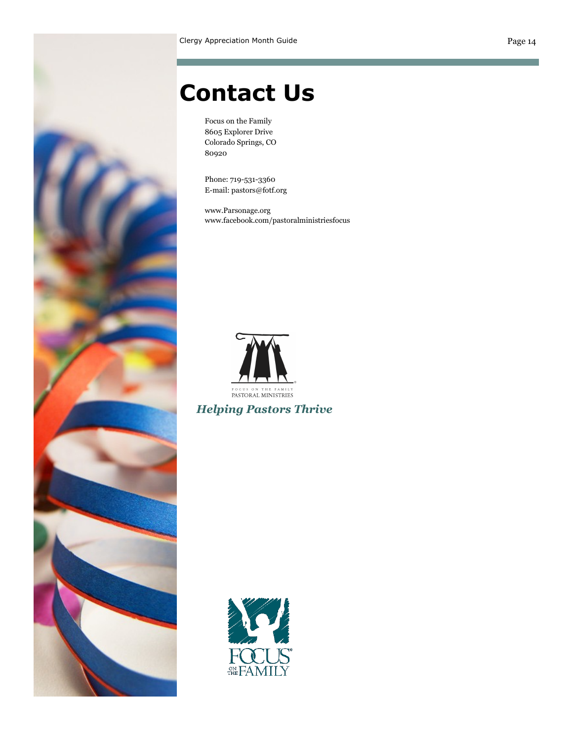# Contact Us

Focus on the Family
8605 Explorer Drive
Colorado Springs, CO
80920

Phone: 719-531-3360
E-mail: pastors@fotf.org

www.Parsonage.org
www.facebook.com/pastoralministriesfocus

FOCUS ON THE FAMILY
PASTORAL MINISTRIES

***Helping Pastors Thrive***

FOCUS ON THE FAMILY